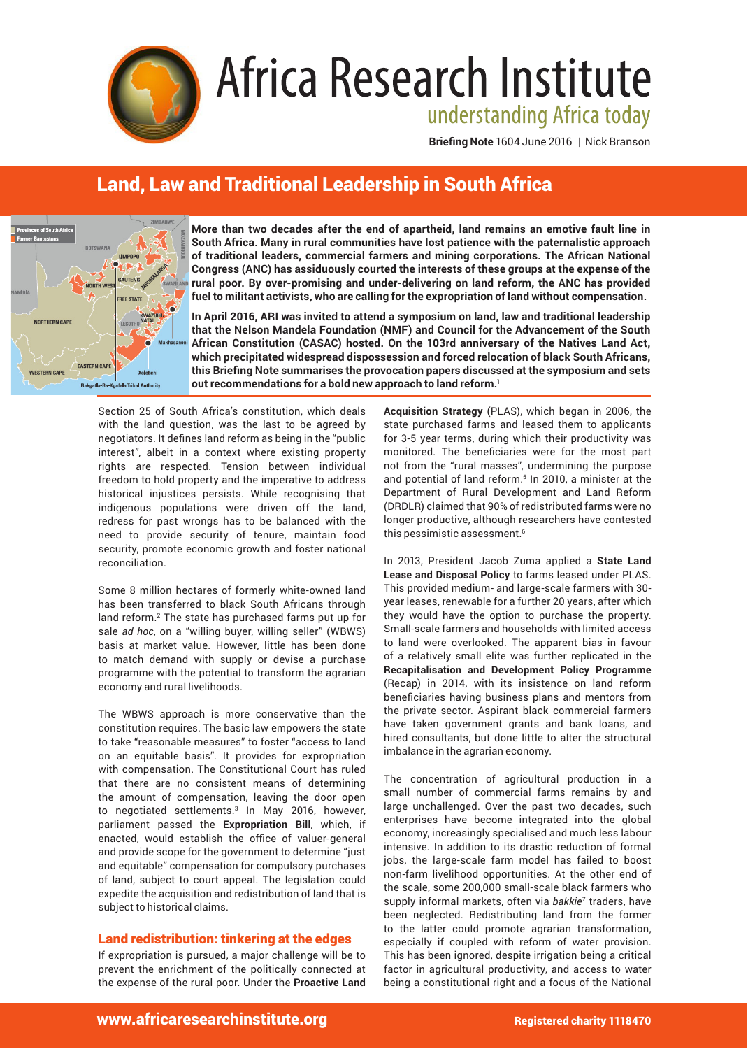# Africa Research Institute

understanding Africa today

**Briefing Note** 1604 June 2016 | Nick Branson

## Land, Law and Traditional Leadership in South Africa

**More than two decades after the end of apartheid, land remains an emotive fault line in South Africa. Many in rural communities have lost patience with the paternalistic approach of traditional leaders, commercial farmers and mining corporations. The African National Congress (ANC) has assiduously courted the interests of these groups at the expense of the rural poor. By over-promising and under-delivering on land reform, the ANC has provided fuel to militant activists, who are calling for the expropriation of land without compensation.**

**In April 2016, ARI was invited to attend a symposium on land, law and traditional leadership that the Nelson Mandela Foundation (NMF) and Council for the Advancement of the South African Constitution (CASAC) hosted. On the 103rd anniversary of the Natives Land Act, which precipitated widespread dispossession and forced relocation of black South Africans, this Briefing Note summarises the provocation papers discussed at the symposium and sets out recommendations for a bold new approach to land reform.[1]**

Section 25 of South Africa's constitution, which deals with the land question, was the last to be agreed by negotiators. It defines land reform as being in the "public interest", albeit in a context where existing property rights are respected. Tension between individual freedom to hold property and the imperative to address historical injustices persists. While recognising that indigenous populations were driven off the land, redress for past wrongs has to be balanced with the need to provide security of tenure, maintain food security, promote economic growth and foster national reconciliation.

Some 8 million hectares of formerly white-owned land has been transferred to black South Africans through land reform.[2] The state has purchased farms put up for sale *ad hoc*, on a "willing buyer, willing seller" (WBWS) basis at market value. However, little has been done to match demand with supply or devise a purchase programme with the potential to transform the agrarian economy and rural livelihoods.

The WBWS approach is more conservative than the constitution requires. The basic law empowers the state to take "reasonable measures" to foster "access to land on an equitable basis". It provides for expropriation with compensation. The Constitutional Court has ruled that there are no consistent means of determining the amount of compensation, leaving the door open to negotiated settlements.[3] In May 2016, however, parliament passed the **Expropriation Bill**, which, if enacted, would establish the office of valuer-general and provide scope for the government to determine "just and equitable" compensation for compulsory purchases of land, subject to court appeal. The legislation could expedite the acquisition and redistribution of land that is subject to historical claims.

### Land redistribution: tinkering at the edges

If expropriation is pursued, a major challenge will be to prevent the enrichment of the politically connected at the expense of the rural poor. Under the **Proactive Land Acquisition Strategy** (PLAS), which began in 2006, the state purchased farms and leased them to applicants for 3-5 year terms, during which their productivity was monitored. The beneficiaries were for the most part not from the "rural masses", undermining the purpose and potential of land reform.[5] In 2010, a minister at the Department of Rural Development and Land Reform (DRDLR) claimed that 90% of redistributed farms were no longer productive, although researchers have contested this pessimistic assessment.[6]

In 2013, President Jacob Zuma applied a **State Land Lease and Disposal Policy** to farms leased under PLAS. This provided medium- and large-scale farmers with 30-year leases, renewable for a further 20 years, after which they would have the option to purchase the property. Small-scale farmers and households with limited access to land were overlooked. The apparent bias in favour of a relatively small elite was further replicated in the **Recapitalisation and Development Policy Programme** (Recap) in 2014, with its insistence on land reform beneficiaries having business plans and mentors from the private sector. Aspirant black commercial farmers have taken government grants and bank loans, and hired consultants, but done little to alter the structural imbalance in the agrarian economy.

The concentration of agricultural production in a small number of commercial farms remains by and large unchallenged. Over the past two decades, such enterprises have become integrated into the global economy, increasingly specialised and much less labour intensive. In addition to its drastic reduction of formal jobs, the large-scale farm model has failed to boost non-farm livelihood opportunities. At the other end of the scale, some 200,000 small-scale black farmers who supply informal markets, often via *bakkie*[7] traders, have been neglected. Redistributing land from the former to the latter could promote agrarian transformation, especially if coupled with reform of water provision. This has been ignored, despite irrigation being a critical factor in agricultural productivity, and access to water being a constitutional right and a focus of the National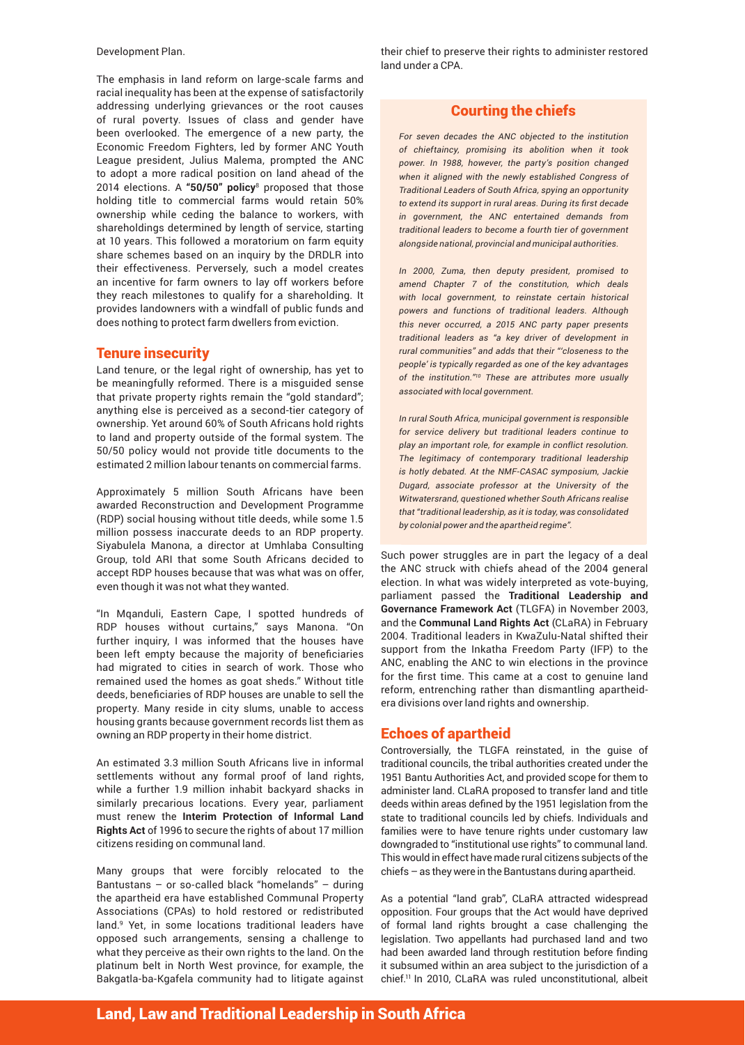Development Plan.

The emphasis in land reform on large-scale farms and racial inequality has been at the expense of satisfactorily addressing underlying grievances or the root causes of rural poverty. Issues of class and gender have been overlooked. The emergence of a new party, the Economic Freedom Fighters, led by former ANC Youth League president, Julius Malema, prompted the ANC to adopt a more radical position on land ahead of the 2014 elections. A **"50/50" policy**[8] proposed that those holding title to commercial farms would retain 50% ownership while ceding the balance to workers, with shareholdings determined by length of service, starting at 10 years. This followed a moratorium on farm equity share schemes based on an inquiry by the DRDLR into their effectiveness. Perversely, such a model creates an incentive for farm owners to lay off workers before they reach milestones to qualify for a shareholding. It provides landowners with a windfall of public funds and does nothing to protect farm dwellers from eviction.

## Tenure insecurity

Land tenure, or the legal right of ownership, has yet to be meaningfully reformed. There is a misguided sense that private property rights remain the "gold standard"; anything else is perceived as a second-tier category of ownership. Yet around 60% of South Africans hold rights to land and property outside of the formal system. The 50/50 policy would not provide title documents to the estimated 2 million labour tenants on commercial farms.

Approximately 5 million South Africans have been awarded Reconstruction and Development Programme (RDP) social housing without title deeds, while some 1.5 million possess inaccurate deeds to an RDP property. Siyabulela Manona, a director at Umhlaba Consulting Group, told ARI that some South Africans decided to accept RDP houses because that was what was on offer, even though it was not what they wanted.

"In Mqanduli, Eastern Cape, I spotted hundreds of RDP houses without curtains," says Manona. "On further inquiry, I was informed that the houses have been left empty because the majority of beneficiaries had migrated to cities in search of work. Those who remained used the homes as goat sheds." Without title deeds, beneficiaries of RDP houses are unable to sell the property. Many reside in city slums, unable to access housing grants because government records list them as owning an RDP property in their home district.

An estimated 3.3 million South Africans live in informal settlements without any formal proof of land rights, while a further 1.9 million inhabit backyard shacks in similarly precarious locations. Every year, parliament must renew the **Interim Protection of Informal Land Rights Act** of 1996 to secure the rights of about 17 million citizens residing on communal land.

Many groups that were forcibly relocated to the Bantustans – or so-called black "homelands" – during the apartheid era have established Communal Property Associations (CPAs) to hold restored or redistributed land.[9] Yet, in some locations traditional leaders have opposed such arrangements, sensing a challenge to what they perceive as their own rights to the land. On the platinum belt in North West province, for example, the Bakgatla-ba-Kgafela community had to litigate against their chief to preserve their rights to administer restored land under a CPA.

### Courting the chiefs

*For seven decades the ANC objected to the institution of chieftaincy, promising its abolition when it took power. In 1988, however, the party's position changed when it aligned with the newly established Congress of Traditional Leaders of South Africa, spying an opportunity to extend its support in rural areas. During its first decade in government, the ANC entertained demands from traditional leaders to become a fourth tier of government alongside national, provincial and municipal authorities.*

*In 2000, Zuma, then deputy president, promised to amend Chapter 7 of the constitution, which deals with local government, to reinstate certain historical powers and functions of traditional leaders. Although this never occurred, a 2015 ANC party paper presents traditional leaders as "a key driver of development in rural communities" and adds that their "'closeness to the people' is typically regarded as one of the key advantages of the institution."[10] These are attributes more usually associated with local government.*

*In rural South Africa, municipal government is responsible for service delivery but traditional leaders continue to play an important role, for example in conflict resolution. The legitimacy of contemporary traditional leadership is hotly debated. At the NMF-CASAC symposium, Jackie Dugard, associate professor at the University of the Witwatersrand, questioned whether South Africans realise that "traditional leadership, as it is today, was consolidated by colonial power and the apartheid regime".*

Such power struggles are in part the legacy of a deal the ANC struck with chiefs ahead of the 2004 general election. In what was widely interpreted as vote-buying, parliament passed the **Traditional Leadership and Governance Framework Act** (TLGFA) in November 2003, and the **Communal Land Rights Act** (CLaRA) in February 2004. Traditional leaders in KwaZulu-Natal shifted their support from the Inkatha Freedom Party (IFP) to the ANC, enabling the ANC to win elections in the province for the first time. This came at a cost to genuine land reform, entrenching rather than dismantling apartheid-era divisions over land rights and ownership.

## Echoes of apartheid

Controversially, the TLGFA reinstated, in the guise of traditional councils, the tribal authorities created under the 1951 Bantu Authorities Act, and provided scope for them to administer land. CLaRA proposed to transfer land and title deeds within areas defined by the 1951 legislation from the state to traditional councils led by chiefs. Individuals and families were to have tenure rights under customary law downgraded to "institutional use rights" to communal land. This would in effect have made rural citizens subjects of the chiefs – as they were in the Bantustans during apartheid.

As a potential "land grab", CLaRA attracted widespread opposition. Four groups that the Act would have deprived of formal land rights brought a case challenging the legislation. Two appellants had purchased land and two had been awarded land through restitution before finding it subsumed within an area subject to the jurisdiction of a chief.[11] In 2010, CLaRA was ruled unconstitutional, albeit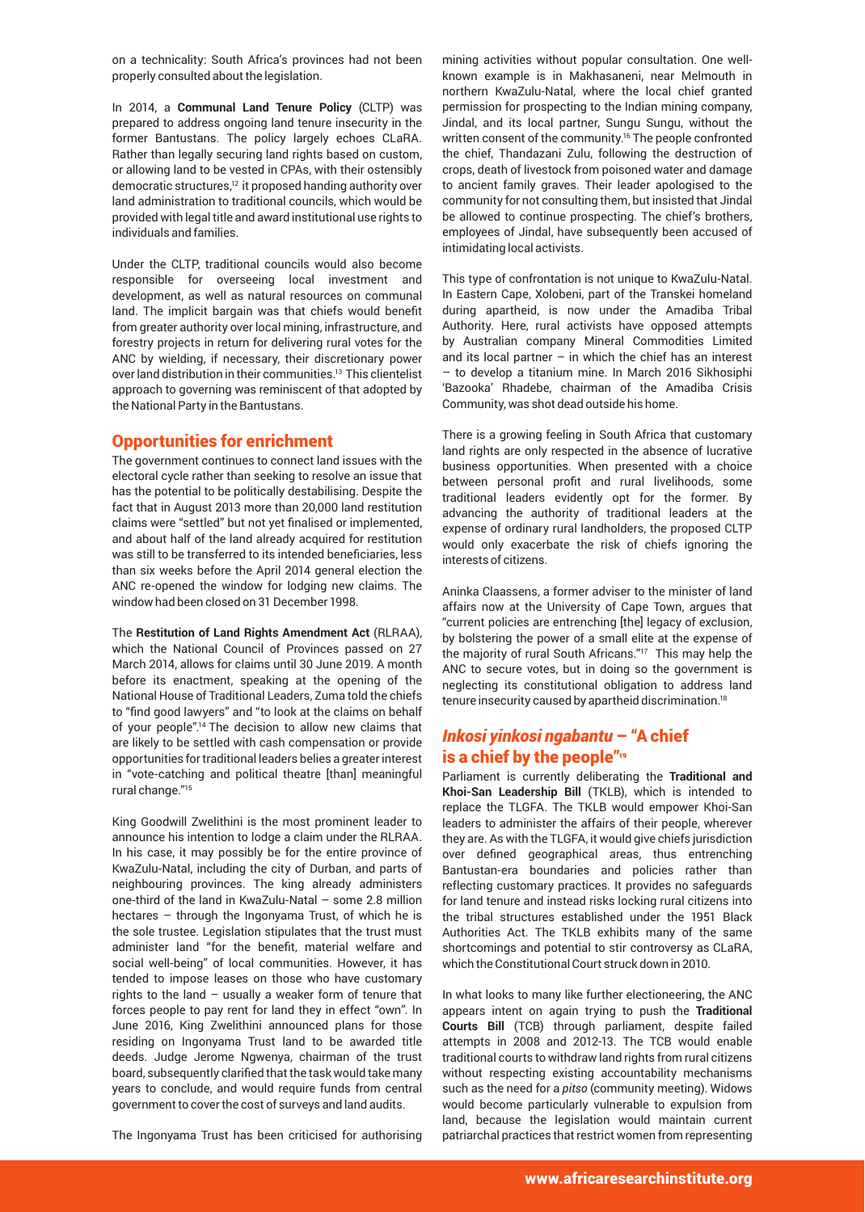on a technicality: South Africa's provinces had not been properly consulted about the legislation.

In 2014, a **Communal Land Tenure Policy** (CLTP) was prepared to address ongoing land tenure insecurity in the former Bantustans. The policy largely echoes CLaRA. Rather than legally securing land rights based on custom, or allowing land to be vested in CPAs, with their ostensibly democratic structures,[12] it proposed handing authority over land administration to traditional councils, which would be provided with legal title and award institutional use rights to individuals and families.

Under the CLTP, traditional councils would also become responsible for overseeing local investment and development, as well as natural resources on communal land. The implicit bargain was that chiefs would benefit from greater authority over local mining, infrastructure, and forestry projects in return for delivering rural votes for the ANC by wielding, if necessary, their discretionary power over land distribution in their communities.[13] This clientelist approach to governing was reminiscent of that adopted by the National Party in the Bantustans.

## Opportunities for enrichment

The government continues to connect land issues with the electoral cycle rather than seeking to resolve an issue that has the potential to be politically destabilising. Despite the fact that in August 2013 more than 20,000 land restitution claims were "settled" but not yet finalised or implemented, and about half of the land already acquired for restitution was still to be transferred to its intended beneficiaries, less than six weeks before the April 2014 general election the ANC re-opened the window for lodging new claims. The window had been closed on 31 December 1998.

The **Restitution of Land Rights Amendment Act** (RLRAA), which the National Council of Provinces passed on 27 March 2014, allows for claims until 30 June 2019. A month before its enactment, speaking at the opening of the National House of Traditional Leaders, Zuma told the chiefs to "find good lawyers" and "to look at the claims on behalf of your people".[14] The decision to allow new claims that are likely to be settled with cash compensation or provide opportunities for traditional leaders belies a greater interest in "vote-catching and political theatre [than] meaningful rural change."[15]

King Goodwill Zwelithini is the most prominent leader to announce his intention to lodge a claim under the RLRAA. In his case, it may possibly be for the entire province of KwaZulu-Natal, including the city of Durban, and parts of neighbouring provinces. The king already administers one-third of the land in KwaZulu-Natal – some 2.8 million hectares – through the Ingonyama Trust, of which he is the sole trustee. Legislation stipulates that the trust must administer land "for the benefit, material welfare and social well-being" of local communities. However, it has tended to impose leases on those who have customary rights to the land – usually a weaker form of tenure that forces people to pay rent for land they in effect "own". In June 2016, King Zwelithini announced plans for those residing on Ingonyama Trust land to be awarded title deeds. Judge Jerome Ngwenya, chairman of the trust board, subsequently clarified that the task would take many years to conclude, and would require funds from central government to cover the cost of surveys and land audits.

The Ingonyama Trust has been criticised for authorising mining activities without popular consultation. One well-known example is in Makhasaneni, near Melmouth in northern KwaZulu-Natal, where the local chief granted permission for prospecting to the Indian mining company, Jindal, and its local partner, Sungu Sungu, without the written consent of the community.[16] The people confronted the chief, Thandazani Zulu, following the destruction of crops, death of livestock from poisoned water and damage to ancient family graves. Their leader apologised to the community for not consulting them, but insisted that Jindal be allowed to continue prospecting. The chief's brothers, employees of Jindal, have subsequently been accused of intimidating local activists.

This type of confrontation is not unique to KwaZulu-Natal. In Eastern Cape, Xolobeni, part of the Transkei homeland during apartheid, is now under the Amadiba Tribal Authority. Here, rural activists have opposed attempts by Australian company Mineral Commodities Limited and its local partner – in which the chief has an interest – to develop a titanium mine. In March 2016 Sikhosiphi 'Bazooka' Rhadebe, chairman of the Amadiba Crisis Community, was shot dead outside his home.

There is a growing feeling in South Africa that customary land rights are only respected in the absence of lucrative business opportunities. When presented with a choice between personal profit and rural livelihoods, some traditional leaders evidently opt for the former. By advancing the authority of traditional leaders at the expense of ordinary rural landholders, the proposed CLTP would only exacerbate the risk of chiefs ignoring the interests of citizens.

Aninka Claassens, a former adviser to the minister of land affairs now at the University of Cape Town, argues that "current policies are entrenching [the] legacy of exclusion, by bolstering the power of a small elite at the expense of the majority of rural South Africans."[17] This may help the ANC to secure votes, but in doing so the government is neglecting its constitutional obligation to address land tenure insecurity caused by apartheid discrimination.[18]

## *Inkosi yinkosi ngabantu* – "A chief is a chief by the people"[19]

Parliament is currently deliberating the **Traditional and Khoi-San Leadership Bill** (TKLB), which is intended to replace the TLGFA. The TKLB would empower Khoi-San leaders to administer the affairs of their people, wherever they are. As with the TLGFA, it would give chiefs jurisdiction over defined geographical areas, thus entrenching Bantustan-era boundaries and policies rather than reflecting customary practices. It provides no safeguards for land tenure and instead risks locking rural citizens into the tribal structures established under the 1951 Black Authorities Act. The TKLB exhibits many of the same shortcomings and potential to stir controversy as CLaRA, which the Constitutional Court struck down in 2010.

In what looks to many like further electioneering, the ANC appears intent on again trying to push the **Traditional Courts Bill** (TCB) through parliament, despite failed attempts in 2008 and 2012-13. The TCB would enable traditional courts to withdraw land rights from rural citizens without respecting existing accountability mechanisms such as the need for a *pitso* (community meeting). Widows would become particularly vulnerable to expulsion from land, because the legislation would maintain current patriarchal practices that restrict women from representing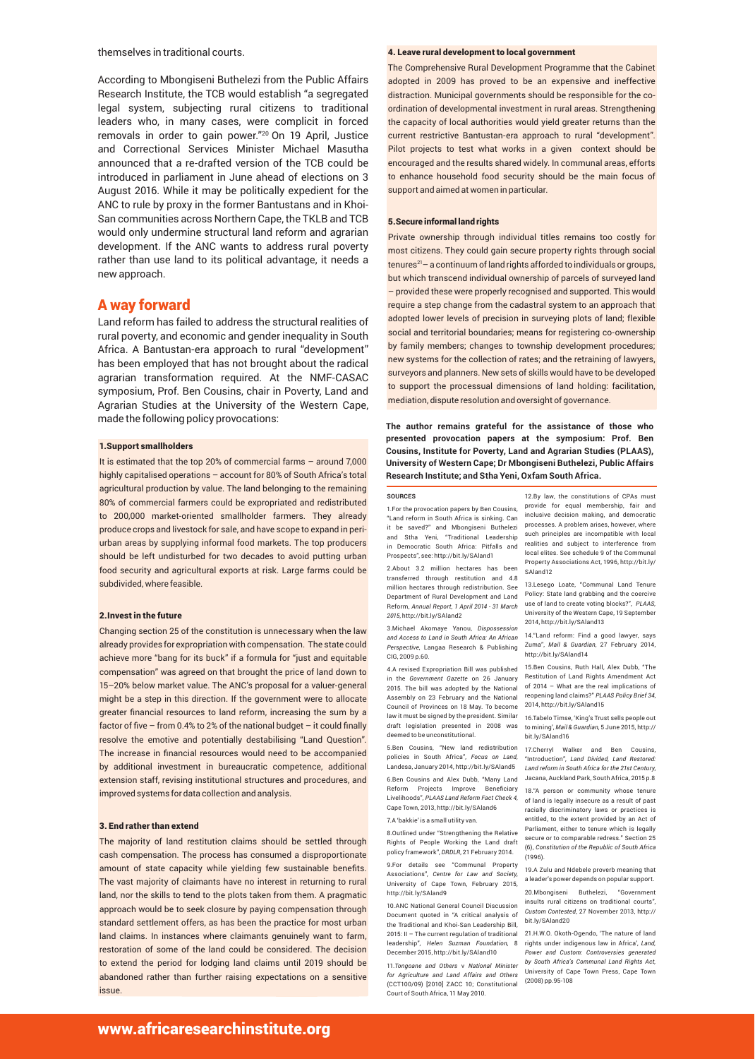themselves in traditional courts.

According to Mbongiseni Buthelezi from the Public Affairs Research Institute, the TCB would establish "a segregated legal system, subjecting rural citizens to traditional leaders who, in many cases, were complicit in forced removals in order to gain power."[20] On 19 April, Justice and Correctional Services Minister Michael Masutha announced that a re-drafted version of the TCB could be introduced in parliament in June ahead of elections on 3 August 2016. While it may be politically expedient for the ANC to rule by proxy in the former Bantustans and in Khoi-San communities across Northern Cape, the TKLB and TCB would only undermine structural land reform and agrarian development. If the ANC wants to address rural poverty rather than use land to its political advantage, it needs a new approach.

## A way forward

Land reform has failed to address the structural realities of rural poverty, and economic and gender inequality in South Africa. A Bantustan-era approach to rural "development" has been employed that has not brought about the radical agrarian transformation required. At the NMF-CASAC symposium, Prof. Ben Cousins, chair in Poverty, Land and Agrarian Studies at the University of the Western Cape, made the following policy provocations:

### 1.Support smallholders

It is estimated that the top 20% of commercial farms – around 7,000 highly capitalised operations – account for 80% of South Africa's total agricultural production by value. The land belonging to the remaining 80% of commercial farmers could be expropriated and redistributed to 200,000 market-oriented smallholder farmers. They already produce crops and livestock for sale, and have scope to expand in peri-urban areas by supplying informal food markets. The top producers should be left undisturbed for two decades to avoid putting urban food security and agricultural exports at risk. Large farms could be subdivided, where feasible.

### 2.Invest in the future

Changing section 25 of the constitution is unnecessary when the law already provides for expropriation with compensation. The state could achieve more "bang for its buck" if a formula for "just and equitable compensation" was agreed on that brought the price of land down to 15–20% below market value. The ANC's proposal for a valuer-general might be a step in this direction. If the government were to allocate greater financial resources to land reform, increasing the sum by a factor of five – from 0.4% to 2% of the national budget – it could finally resolve the emotive and potentially destabilising "Land Question". The increase in financial resources would need to be accompanied by additional investment in bureaucratic competence, additional extension staff, revising institutional structures and procedures, and improved systems for data collection and analysis.

### 3. End rather than extend

The majority of land restitution claims should be settled through cash compensation. The process has consumed a disproportionate amount of state capacity while yielding few sustainable benefits. The vast majority of claimants have no interest in returning to rural land, nor the skills to tend to the plots taken from them. A pragmatic approach would be to seek closure by paying compensation through standard settlement offers, as has been the practice for most urban land claims. In instances where claimants genuinely want to farm, restoration of some of the land could be considered. The decision to extend the period for lodging land claims until 2019 should be abandoned rather than further raising expectations on a sensitive issue.

### 4. Leave rural development to local government

The Comprehensive Rural Development Programme that the Cabinet adopted in 2009 has proved to be an expensive and ineffective distraction. Municipal governments should be responsible for the co-ordination of developmental investment in rural areas. Strengthening the capacity of local authorities would yield greater returns than the current restrictive Bantustan-era approach to rural "development". Pilot projects to test what works in a given context should be encouraged and the results shared widely. In communal areas, efforts to enhance household food security should be the main focus of support and aimed at women in particular.

### 5.Secure informal land rights

Private ownership through individual titles remains too costly for most citizens. They could gain secure property rights through social tenures[21] – a continuum of land rights afforded to individuals or groups, but which transcend individual ownership of parcels of surveyed land – provided these were properly recognised and supported. This would require a step change from the cadastral system to an approach that adopted lower levels of precision in surveying plots of land; flexible social and territorial boundaries; means for registering co-ownership by family members; changes to township development procedures; new systems for the collection of rates; and the retraining of lawyers, surveyors and planners. New sets of skills would have to be developed to support the processual dimensions of land holding: facilitation, mediation, dispute resolution and oversight of governance.

**The author remains grateful for the assistance of those who presented provocation papers at the symposium: Prof. Ben Cousins, Institute for Poverty, Land and Agrarian Studies (PLAAS), University of Western Cape; Dr Mbongiseni Buthelezi, Public Affairs Research Institute; and Stha Yeni, Oxfam South Africa.**

#### SOURCES

1.For the provocation papers by Ben Cousins, "Land reform in South Africa is sinking. Can it be saved?" and Mbongiseni Buthelezi and Stha Yeni, "Traditional Leadership in Democratic South Africa: Pitfalls and Prospects", see: http://bit.ly/SAland1

2.About 3.2 million hectares has been transferred through restitution and 4.8 million hectares through redistribution. See Department of Rural Development and Land Reform, *Annual Report, 1 April 2014 - 31 March 2015*, http://bit.ly/SAland2

3.Michael Akomaye Yanou, *Dispossession and Access to Land in South Africa: An African Perspective*, Langaa Research & Publishing CIG, 2009 p.60.

4.A revised Expropriation Bill was published in the *Government Gazette* on 26 January 2015. The bill was adopted by the National Assembly on 23 February and the National Council of Provinces on 18 May. To become law it must be signed by the president. Similar draft legislation presented in 2008 was deemed to be unconstitutional.

5.Ben Cousins, "New land redistribution policies in South Africa", *Focus on Land*, Landesa, January 2014, http://bit.ly/SAland5

6.Ben Cousins and Alex Dubb, "Many Land Reform Projects Improve Beneficiary Livelihoods", *PLAAS Land Reform Fact Check 4*, Cape Town, 2013, http://bit.ly/SAland6

7.A 'bakkie' is a small utility van.

8.Outlined under "Strengthening the Relative Rights of People Working the Land draft policy framework", *DRDLR*, 21 February 2014.

9.For details see "Communal Property Associations", *Centre for Law and Society*, University of Cape Town, February 2015, http://bit.ly/SAland9

10.ANC National General Council Discussion Document quoted in "A critical analysis of the Traditional and Khoi-San Leadership Bill, 2015: II – The current regulation of traditional leadership", *Helen Suzman Foundation*, 8 December 2015, http://bit.ly/SAland10

11.*Tongoane and Others v National Minister for Agriculture and Land Affairs and Others* (CCT100/09) [2010] ZACC 10; Constitutional Court of South Africa, 11 May 2010.

12.By law, the constitutions of CPAs must provide for equal membership, fair and inclusive decision making, and democratic processes. A problem arises, however, where such principles are incompatible with local realities and subject to interference from local elites. See schedule 9 of the Communal Property Associations Act, 1996, http://bit.ly/SAland12

13.Lesego Loate, "Communal Land Tenure Policy: State land grabbing and the coercive use of land to create voting blocks?", *PLAAS*, University of the Western Cape, 19 September 2014, http://bit.ly/SAland13

14."Land reform: Find a good lawyer, says Zuma", *Mail & Guardian*, 27 February 2014, http://bit.ly/SAland14

15.Ben Cousins, Ruth Hall, Alex Dubb, "The Restitution of Land Rights Amendment Act of 2014 – What are the real implications of reopening land claims?" *PLAAS Policy Brief 34*, 2014, http://bit.ly/SAland15

16.Tabelo Timse, 'King's Trust sells people out to mining', *Mail & Guardian*, 5 June 2015, http://bit.ly/SAland16

17.Cherryl Walker and Ben Cousins, "Introduction", *Land Divided, Land Restored: Land reform in South Africa for the 21st Century*, Jacana, Auckland Park, South Africa, 2015 p.8

18."A person or community whose tenure of land is legally insecure as a result of past racially discriminatory laws or practices is entitled, to the extent provided by an Act of Parliament, either to tenure which is legally secure or to comparable redress." Section 25 (6), *Constitution of the Republic of South Africa* (1996).

19.A Zulu and Ndebele proverb meaning that a leader's power depends on popular support.

20.Mbongiseni Buthelezi, "Government insults rural citizens on traditional courts", *Custom Contested*, 27 November 2013, http://bit.ly/SAland20

21.H.W.O. Okoth-Ogendo, 'The nature of land rights under indigenous law in Africa', *Land, Power and Custom: Controversies generated by South Africa's Communal Land Rights Act*, University of Cape Town Press, Cape Town (2008) pp.95-108

**www.africaresearchinstitute.org**